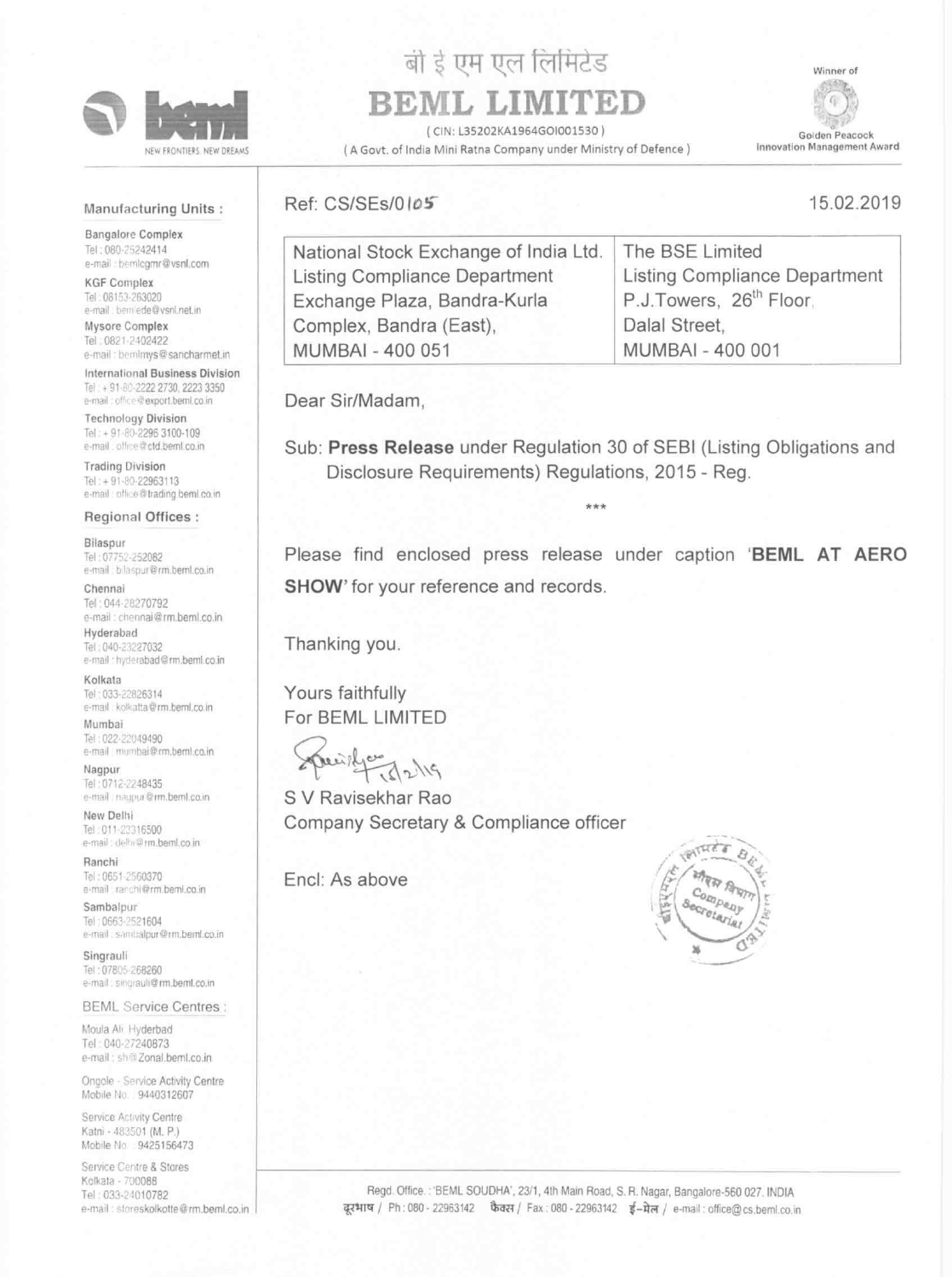बी इ एम एल लिमिटेड

# BEML LIMITED

(CIN: L35202KA1964GOI001530)

(A Govt. of India Mini Ratna Company under Ministry of Defence)

Winner of Golden Peacock Innovation Management Award

NEW FRONTIERS. NEW DREAMS

**Manufacturing Units :**

Bangalore Complex
Tel : 080-25242414
e-mail : bemlcgmr@vsnl.com

KGF Complex
Tel : 08153-263020
e-mail : bemlede@vsnl.net.in

Mysore Complex
Tel : 0821-2402422
e-mail : bemlmys@sancharmet.in

International Business Division
Tel : + 91-80-2222 2730, 2223 3350
e-mail : office@export.beml.co.in

Technology Division
Tel : + 91-80-2296 3100-109
e-mail : office@ctd.beml.co.in

Trading Division
Tel : + 91-80-22963113
e-mail : office@trading.beml.co.in

**Regional Offices :**

Bilaspur
Tel : 07752-252082
e-mail : bilaspur@rm.beml.co.in

Chennai
Tel : 044-28270792
e-mail : chennai@rm.beml.co.in

Hyderabad
Tel : 040-23227032
e-mail : hyderabad@rm.beml.co.in

Kolkata
Tel : 033-22826314
e-mail : kolkatta@rm.beml.co.in

Mumbai
Tel : 022-22049490
e-mail : mumbai@rm.beml.co.in

Nagpur
Tel : 0712-2248435
e-mail : nagpur@rm.beml.co.in

New Delhi
Tel : 011-23316500
e-mail : delhi@rm.beml.co.in

Ranchi
Tel : 0651-2560370
e-mail : ranchi@rm.beml.co.in

Sambalpur
Tel : 0663-2521604
e-mail : sambalpur@rm.beml.co.in

Singrauli
Tel : 07805-268260
e-mail : singrauli@rm.beml.co.in

**BEML Service Centres :**

Moula Ali, Hyderbad
Tel : 040-27240873
e-mail : sh@Zonal.beml.co.in

Ongole - Service Activity Centre
Mobile No. : 9440312607

Service Activity Centre
Katni - 483501 (M. P.)
Mobile No. : 9425156473

Service Centre & Stores
Kolkata - 700088
Tel : 033-24010782
e-mail : storeskolkotte@rm.beml.co.in

Ref: CS/SEs/0105

15.02.2019

| National Stock Exchange of India Ltd. | The BSE Limited |
|---|---|
| Listing Compliance Department | Listing Compliance Department |
| Exchange Plaza, Bandra-Kurla Complex, Bandra (East), | P.J.Towers, 26th Floor, Dalal Street, |
| MUMBAI - 400 051 | MUMBAI - 400 001 |

Dear Sir/Madam,

Sub: **Press Release** under Regulation 30 of SEBI (Listing Obligations and Disclosure Requirements) Regulations, 2015 - Reg.

***

Please find enclosed press release under caption '**BEML AT AERO SHOW**' for your reference and records.

Thanking you.

Yours faithfully
For BEML LIMITED

S V Ravisekhar Rao
Company Secretary & Compliance officer

Encl: As above

Regd. Office : 'BEML SOUDHA', 23/1, 4th Main Road, S. R. Nagar, Bangalore-560 027. INDIA
दूरभाष / Ph : 080 - 22963142 फैक्स / Fax : 080 - 22963142 ई-मेल / e-mail : office@cs.beml.co.in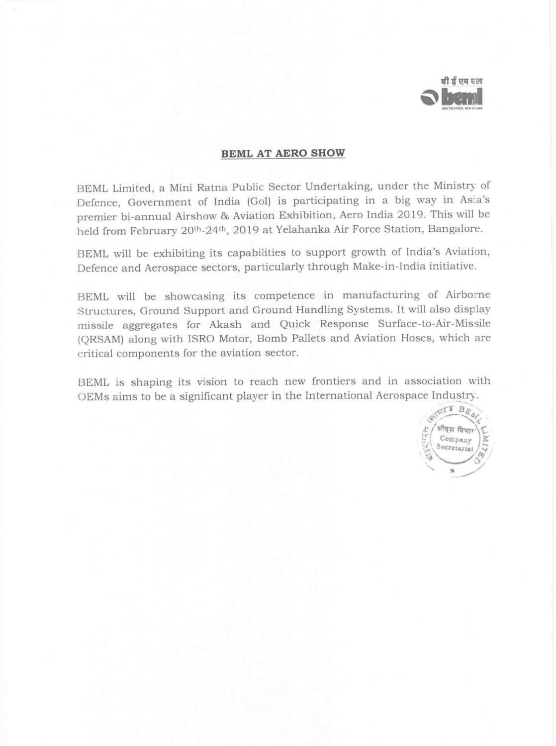## BEML AT AERO SHOW

BEML Limited, a Mini Ratna Public Sector Undertaking, under the Ministry of Defence, Government of India (GoI) is participating in a big way in Asia's premier bi-annual Airshow & Aviation Exhibition, Aero India 2019. This will be held from February 20th-24th, 2019 at Yelahanka Air Force Station, Bangalore.

BEML will be exhibiting its capabilities to support growth of India's Aviation, Defence and Aerospace sectors, particularly through Make-in-India initiative.

BEML will be showcasing its competence in manufacturing of Airborne Structures, Ground Support and Ground Handling Systems. It will also display missile aggregates for Akash and Quick Response Surface-to-Air-Missile (QRSAM) along with ISRO Motor, Bomb Pallets and Aviation Hoses, which are critical components for the aviation sector.

BEML is shaping its vision to reach new frontiers and in association with OEMs aims to be a significant player in the International Aerospace Industry.